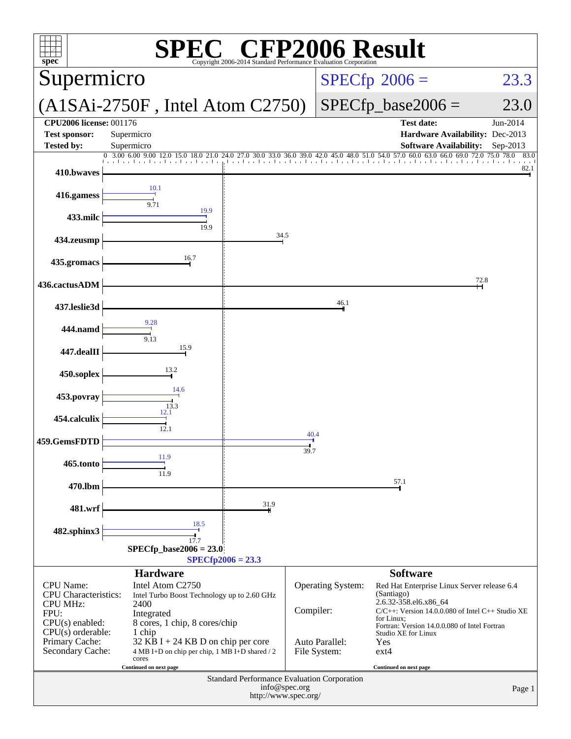# SPEC® CFP2006 Result

Copyright 2006-2014 Standard Performance Evaluation Corporation

## Supermicro

## (A1SAi-2750F , Intel Atom C2750)

SPECfp 2006 = 23.3

SPECfp_base2006 = 23.0

| | | | |
|---|---|---|---|
| **CPU2006 license:** 001176 | | **Test date:** | Jun-2014 |
| **Test sponsor:** | Supermicro | **Hardware Availability:** | Dec-2013 |
| **Tested by:** | Supermicro | **Software Availability:** | Sep-2013 |

| Benchmark | Peak | Base |
|---|---|---|
| 410.bwaves | | 82.1 |
| 416.gamess | 10.1 | 9.71 |
| 433.milc | 19.9 | 19.9 |
| 434.zeusmp | | 34.5 |
| 435.gromacs | | 16.7 |
| 436.cactusADM | | 72.8 |
| 437.leslie3d | | 46.1 |
| 444.namd | 9.28 | 9.13 |
| 447.dealII | | 15.9 |
| 450.soplex | | 13.2 |
| 453.povray | 14.6 | 13.3 |
| 454.calculix | 12.1 | 12.1 |
| 459.GemsFDTD | 40.4 | 39.7 |
| 465.tonto | 11.9 | 11.9 |
| 470.lbm | | 57.1 |
| 481.wrf | | 31.9 |
| 482.sphinx3 | 18.5 | 17.7 |

SPECfp_base2006 = 23.0

SPECfp2006 = 23.3

### Hardware

| | |
|---|---|
| CPU Name: | Intel Atom C2750 |
| CPU Characteristics: | Intel Turbo Boost Technology up to 2.60 GHz |
| CPU MHz: | 2400 |
| FPU: | Integrated |
| CPU(s) enabled: | 8 cores, 1 chip, 8 cores/chip |
| CPU(s) orderable: | 1 chip |
| Primary Cache: | 32 KB I + 24 KB D on chip per core |
| Secondary Cache: | 4 MB I+D on chip per chip, 1 MB I+D shared / 2 cores |

Continued on next page

### Software

| | |
|---|---|
| Operating System: | Red Hat Enterprise Linux Server release 6.4 (Santiago) 2.6.32-358.el6.x86_64 |
| Compiler: | C/C++: Version 14.0.0.080 of Intel C++ Studio XE for Linux; Fortran: Version 14.0.0.080 of Intel Fortran Studio XE for Linux |
| Auto Parallel: | Yes |
| File System: | ext4 |

Continued on next page

Standard Performance Evaluation Corporation
info@spec.org
http://www.spec.org/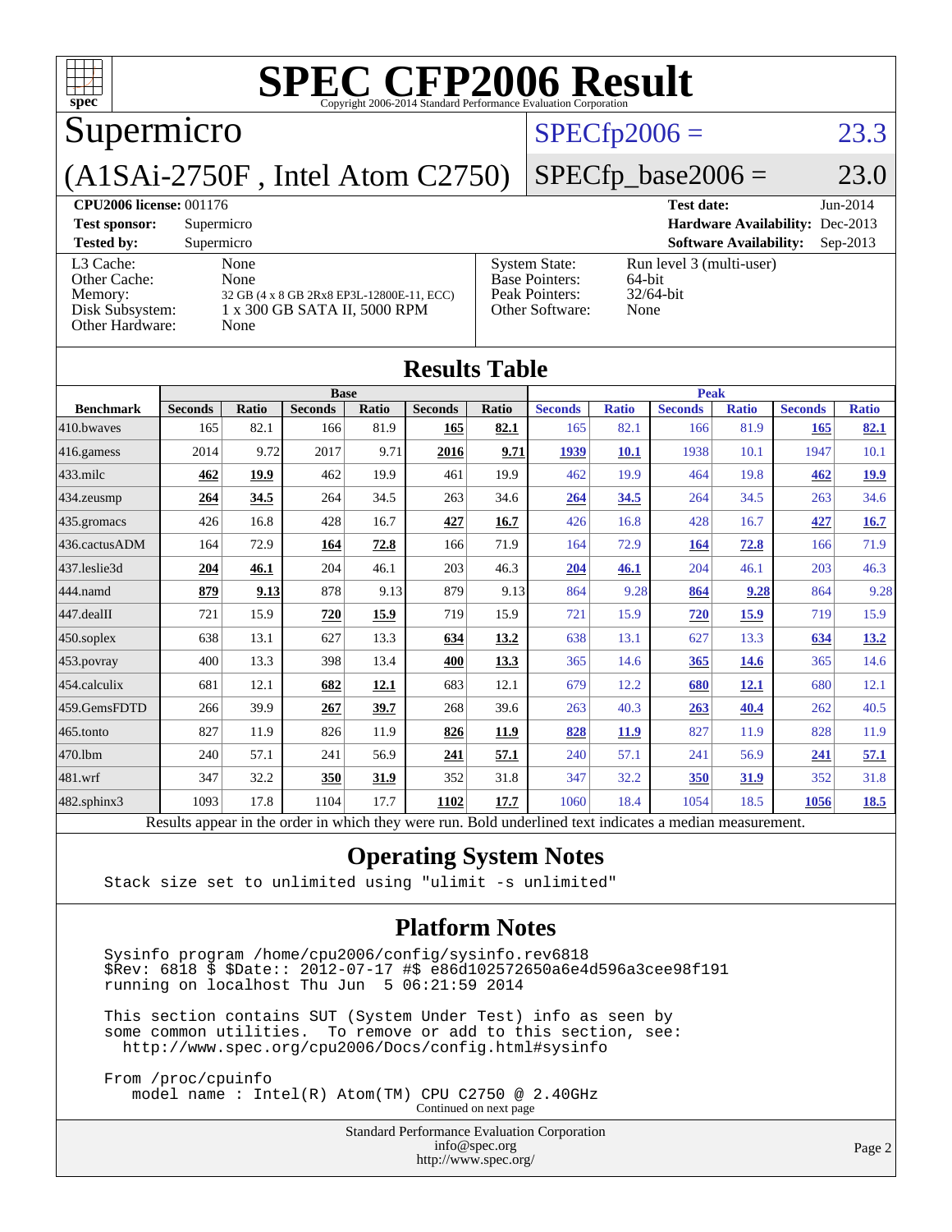# SPEC CFP2006 Result

Copyright 2006-2014 Standard Performance Evaluation Corporation

## Supermicro

## (A1SAi-2750F , Intel Atom C2750)

SPECfp2006 = 23.3

SPECfp_base2006 = 23.0

| | | | |
|---|---|---|---|
| **CPU2006 license:** 001176 | | **Test date:** | Jun-2014 |
| **Test sponsor:** | Supermicro | **Hardware Availability:** | Dec-2013 |
| **Tested by:** | Supermicro | **Software Availability:** | Sep-2013 |

| | | | |
|---|---|---|---|
| L3 Cache: | None | System State: | Run level 3 (multi-user) |
| Other Cache: | None | Base Pointers: | 64-bit |
| Memory: | 32 GB (4 x 8 GB 2Rx8 EP3L-12800E-11, ECC) | Peak Pointers: | 32/64-bit |
| Disk Subsystem: | 1 x 300 GB SATA II, 5000 RPM | Other Software: | None |
| Other Hardware: | None | | |

## Results Table

| | Base | | | | | | Peak | | | | | |
|---|---|---|---|---|---|---|---|---|---|---|---|---|
| **Benchmark** | **Seconds** | **Ratio** | **Seconds** | **Ratio** | **Seconds** | **Ratio** | **Seconds** | **Ratio** | **Seconds** | **Ratio** | **Seconds** | **Ratio** |
| 410.bwaves | 165 | 82.1 | 166 | 81.9 | **165** | **82.1** | 165 | 82.1 | 166 | 81.9 | **165** | **82.1** |
| 416.gamess | 2014 | 9.72 | 2017 | 9.71 | **2016** | **9.71** | **1939** | **10.1** | 1938 | 10.1 | 1947 | 10.1 |
| 433.milc | **462** | **19.9** | 462 | 19.9 | 461 | 19.9 | 462 | 19.9 | 464 | 19.8 | **462** | **19.9** |
| 434.zeusmp | **264** | **34.5** | 264 | 34.5 | 263 | 34.6 | **264** | **34.5** | 264 | 34.5 | 263 | 34.6 |
| 435.gromacs | 426 | 16.8 | 428 | 16.7 | **427** | **16.7** | 426 | 16.8 | 428 | 16.7 | **427** | **16.7** |
| 436.cactusADM | 164 | 72.9 | **164** | **72.8** | 166 | 71.9 | 164 | 72.9 | **164** | **72.8** | 166 | 71.9 |
| 437.leslie3d | **204** | **46.1** | 204 | 46.1 | 203 | 46.3 | **204** | **46.1** | 204 | 46.1 | 203 | 46.3 |
| 444.namd | **879** | **9.13** | 878 | 9.13 | 879 | 9.13 | 864 | 9.28 | **864** | **9.28** | 864 | 9.28 |
| 447.dealII | 721 | 15.9 | **720** | **15.9** | 719 | 15.9 | 721 | 15.9 | **720** | **15.9** | 719 | 15.9 |
| 450.soplex | 638 | 13.1 | 627 | 13.3 | **634** | **13.2** | 638 | 13.1 | 627 | 13.3 | **634** | **13.2** |
| 453.povray | 400 | 13.3 | 398 | 13.4 | **400** | **13.3** | 365 | 14.6 | **365** | **14.6** | 365 | 14.6 |
| 454.calculix | 681 | 12.1 | **682** | **12.1** | 683 | 12.1 | 679 | 12.2 | **680** | **12.1** | 680 | 12.1 |
| 459.GemsFDTD | 266 | 39.9 | **267** | **39.7** | 268 | 39.6 | 263 | 40.3 | **263** | **40.4** | 262 | 40.5 |
| 465.tonto | 827 | 11.9 | 826 | 11.9 | **826** | **11.9** | **828** | **11.9** | 827 | 11.9 | 828 | 11.9 |
| 470.lbm | 240 | 57.1 | 241 | 56.9 | **241** | **57.1** | 240 | 57.1 | 241 | 56.9 | **241** | **57.1** |
| 481.wrf | 347 | 32.2 | **350** | **31.9** | 352 | 31.8 | 347 | 32.2 | **350** | **31.9** | 352 | 31.8 |
| 482.sphinx3 | 1093 | 17.8 | 1104 | 17.7 | **1102** | **17.7** | 1060 | 18.4 | 1054 | 18.5 | **1056** | **18.5** |

Results appear in the order in which they were run. Bold underlined text indicates a median measurement.

## Operating System Notes

```
Stack size set to unlimited using "ulimit -s unlimited"
```

## Platform Notes

```
Sysinfo program /home/cpu2006/config/sysinfo.rev6818
$Rev: 6818 $ $Date:: 2012-07-17 #$ e86d102572650a6e4d596a3cee98f191
running on localhost Thu Jun  5 06:21:59 2014

This section contains SUT (System Under Test) info as seen by
some common utilities.  To remove or add to this section, see:
  http://www.spec.org/cpu2006/Docs/config.html#sysinfo

From /proc/cpuinfo
   model name : Intel(R) Atom(TM) CPU C2750 @ 2.40GHz
```

Continued on next page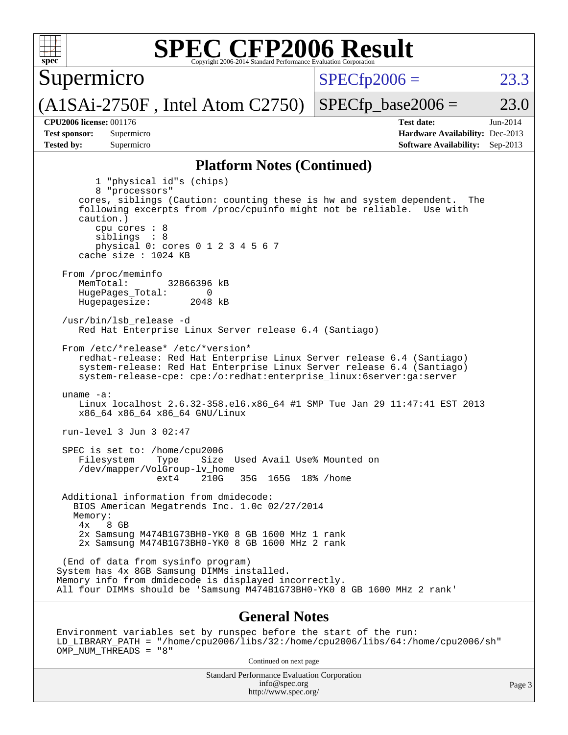# SPEC CFP2006 Result

Copyright 2006-2014 Standard Performance Evaluation Corporation

**Supermicro**

**(A1SAi-2750F , Intel Atom C2750)**

SPECfp2006 = 23.3

SPECfp_base2006 = 23.0

| | | | |
|---|---|---|---|
| **CPU2006 license:** 001176 | | **Test date:** | Jun-2014 |
| **Test sponsor:** | Supermicro | **Hardware Availability:** | Dec-2013 |
| **Tested by:** | Supermicro | **Software Availability:** | Sep-2013 |

## Platform Notes (Continued)

```
        1 "physical id"s (chips)
        8 "processors"
     cores, siblings (Caution: counting these is hw and system dependent.  The
     following excerpts from /proc/cpuinfo might not be reliable.  Use with
     caution.)
        cpu cores : 8
        siblings  : 8
        physical 0: cores 0 1 2 3 4 5 6 7
     cache size : 1024 KB

  From /proc/meminfo
     MemTotal:       32866396 kB
     HugePages_Total:       0
     Hugepagesize:       2048 kB

  /usr/bin/lsb_release -d
     Red Hat Enterprise Linux Server release 6.4 (Santiago)

  From /etc/*release* /etc/*version*
     redhat-release: Red Hat Enterprise Linux Server release 6.4 (Santiago)
     system-release: Red Hat Enterprise Linux Server release 6.4 (Santiago)
     system-release-cpe: cpe:/o:redhat:enterprise_linux:6server:ga:server

  uname -a:
     Linux localhost 2.6.32-358.el6.x86_64 #1 SMP Tue Jan 29 11:47:41 EST 2013
     x86_64 x86_64 x86_64 GNU/Linux

  run-level 3 Jun 3 02:47

  SPEC is set to: /home/cpu2006
     Filesystem    Type    Size  Used Avail Use% Mounted on
     /dev/mapper/VolGroup-lv_home
                   ext4    210G   35G  165G  18% /home

  Additional information from dmidecode:
    BIOS American Megatrends Inc. 1.0c 02/27/2014
    Memory:
     4x   8 GB
     2x Samsung M474B1G73BH0-YK0 8 GB 1600 MHz 1 rank
     2x Samsung M474B1G73BH0-YK0 8 GB 1600 MHz 2 rank

 (End of data from sysinfo program)
System has 4x 8GB Samsung DIMMs installed.
Memory info from dmidecode is displayed incorrectly.
All four DIMMs should be 'Samsung M474B1G73BH0-YK0 8 GB 1600 MHz 2 rank'
```

## General Notes

```
Environment variables set by runspec before the start of the run:
LD_LIBRARY_PATH = "/home/cpu2006/libs/32:/home/cpu2006/libs/64:/home/cpu2006/sh"
OMP_NUM_THREADS = "8"
```

Continued on next page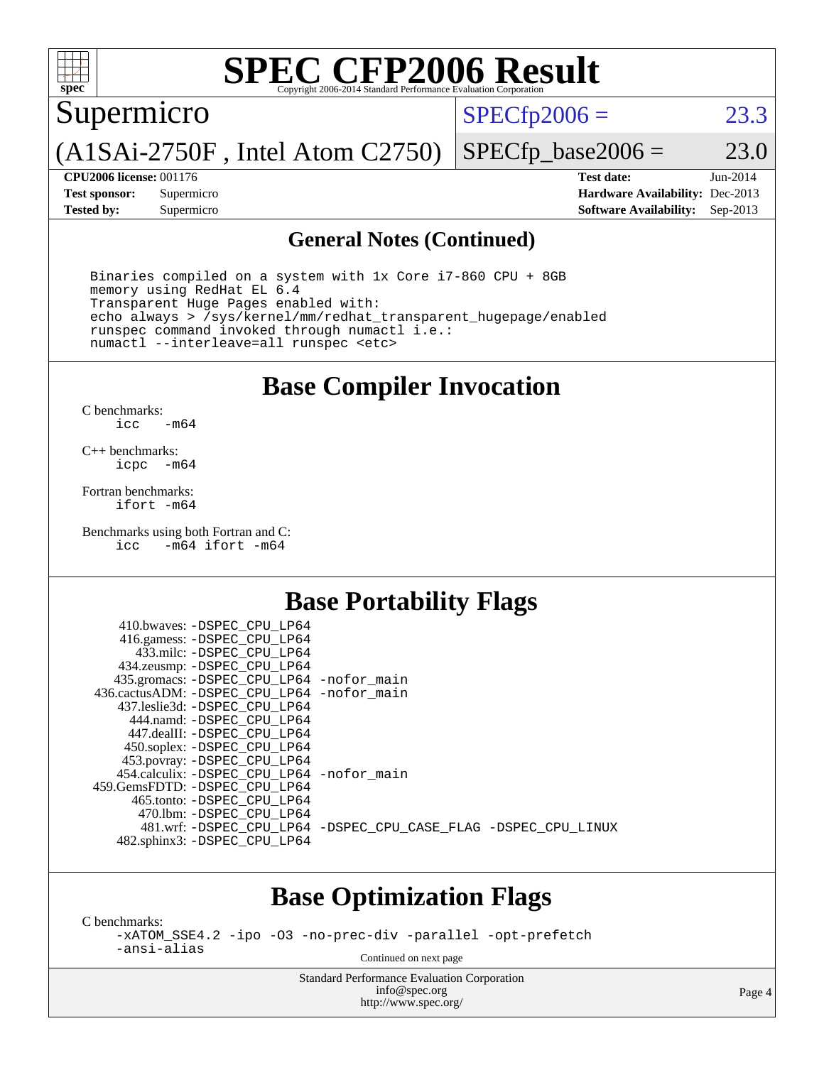# SPEC CFP2006 Result

Copyright 2006-2014 Standard Performance Evaluation Corporation

**Supermicro**

**(A1SAi-2750F , Intel Atom C2750)**

SPECfp2006 = 23.3

SPECfp_base2006 = 23.0

**CPU2006 license:** 001176
**Test sponsor:** Supermicro
**Tested by:** Supermicro

**Test date:** Jun-2014
**Hardware Availability:** Dec-2013
**Software Availability:** Sep-2013

## General Notes (Continued)

```
Binaries compiled on a system with 1x Core i7-860 CPU + 8GB
memory using RedHat EL 6.4
Transparent Huge Pages enabled with:
echo always > /sys/kernel/mm/redhat_transparent_hugepage/enabled
runspec command invoked through numactl i.e.:
numactl --interleave=all runspec <etc>
```

## Base Compiler Invocation

C benchmarks:
```
icc   -m64
```

C++ benchmarks:
```
icpc  -m64
```

Fortran benchmarks:
```
ifort -m64
```

Benchmarks using both Fortran and C:
```
icc   -m64 ifort -m64
```

## Base Portability Flags

| Benchmark | Flags |
|---|---|
| 410.bwaves: | -DSPEC_CPU_LP64 |
| 416.gamess: | -DSPEC_CPU_LP64 |
| 433.milc: | -DSPEC_CPU_LP64 |
| 434.zeusmp: | -DSPEC_CPU_LP64 |
| 435.gromacs: | -DSPEC_CPU_LP64 -nofor_main |
| 436.cactusADM: | -DSPEC_CPU_LP64 -nofor_main |
| 437.leslie3d: | -DSPEC_CPU_LP64 |
| 444.namd: | -DSPEC_CPU_LP64 |
| 447.dealII: | -DSPEC_CPU_LP64 |
| 450.soplex: | -DSPEC_CPU_LP64 |
| 453.povray: | -DSPEC_CPU_LP64 |
| 454.calculix: | -DSPEC_CPU_LP64 -nofor_main |
| 459.GemsFDTD: | -DSPEC_CPU_LP64 |
| 465.tonto: | -DSPEC_CPU_LP64 |
| 470.lbm: | -DSPEC_CPU_LP64 |
| 481.wrf: | -DSPEC_CPU_LP64 -DSPEC_CPU_CASE_FLAG -DSPEC_CPU_LINUX |
| 482.sphinx3: | -DSPEC_CPU_LP64 |

## Base Optimization Flags

C benchmarks:
```
-xATOM_SSE4.2 -ipo -O3 -no-prec-div -parallel -opt-prefetch
-ansi-alias
```

Continued on next page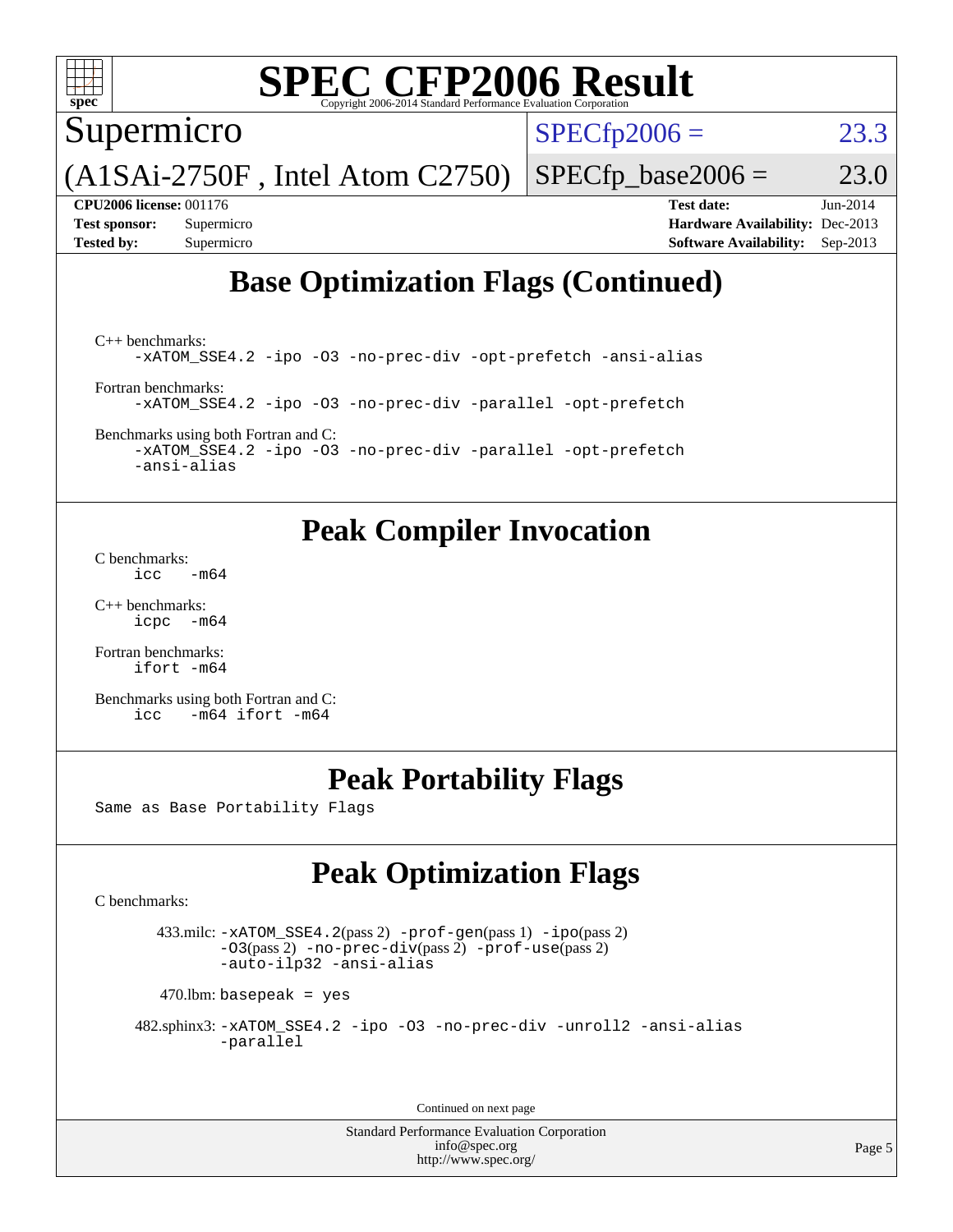# SPEC CFP2006 Result

Copyright 2006-2014 Standard Performance Evaluation Corporation

Supermicro

(A1SAi-2750F , Intel Atom C2750)

SPECfp2006 = 23.3

SPECfp_base2006 = 23.0

| | | | |
|---|---|---|---|
| **CPU2006 license:** 001176 | | **Test date:** | Jun-2014 |
| **Test sponsor:** | Supermicro | **Hardware Availability:** | Dec-2013 |
| **Tested by:** | Supermicro | **Software Availability:** | Sep-2013 |

## Base Optimization Flags (Continued)

C++ benchmarks:
```
-xATOM_SSE4.2 -ipo -O3 -no-prec-div -opt-prefetch -ansi-alias
```

Fortran benchmarks:
```
-xATOM_SSE4.2 -ipo -O3 -no-prec-div -parallel -opt-prefetch
```

Benchmarks using both Fortran and C:
```
-xATOM_SSE4.2 -ipo -O3 -no-prec-div -parallel -opt-prefetch
-ansi-alias
```

## Peak Compiler Invocation

C benchmarks:
```
icc   -m64
```

C++ benchmarks:
```
icpc  -m64
```

Fortran benchmarks:
```
ifort -m64
```

Benchmarks using both Fortran and C:
```
icc   -m64 ifort -m64
```

## Peak Portability Flags

Same as Base Portability Flags

## Peak Optimization Flags

C benchmarks:

433.milc: -xATOM_SSE4.2(pass 2) -prof-gen(pass 1) -ipo(pass 2) -O3(pass 2) -no-prec-div(pass 2) -prof-use(pass 2) -auto-ilp32 -ansi-alias

470.lbm: basepeak = yes

482.sphinx3: -xATOM_SSE4.2 -ipo -O3 -no-prec-div -unroll2 -ansi-alias -parallel

Continued on next page

Standard Performance Evaluation Corporation
info@spec.org
http://www.spec.org/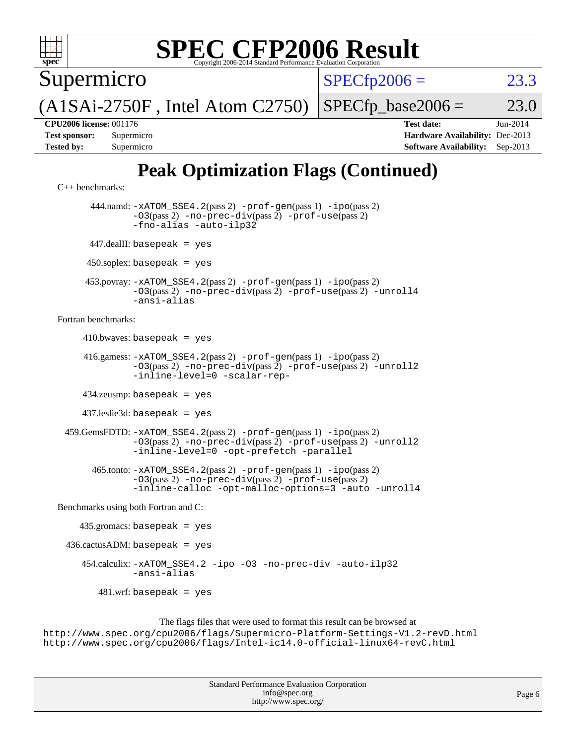# Peak Optimization Flags (Continued)

C++ benchmarks:

444.namd: `-xATOM_SSE4.2`(pass 2) `-prof-gen`(pass 1) `-ipo`(pass 2) `-O3`(pass 2) `-no-prec-div`(pass 2) `-prof-use`(pass 2) `-fno-alias` `-auto-ilp32`

447.dealII: `basepeak = yes`

450.soplex: `basepeak = yes`

453.povray: `-xATOM_SSE4.2`(pass 2) `-prof-gen`(pass 1) `-ipo`(pass 2) `-O3`(pass 2) `-no-prec-div`(pass 2) `-prof-use`(pass 2) `-unroll4` `-ansi-alias`

Fortran benchmarks:

410.bwaves: `basepeak = yes`

416.gamess: `-xATOM_SSE4.2`(pass 2) `-prof-gen`(pass 1) `-ipo`(pass 2) `-O3`(pass 2) `-no-prec-div`(pass 2) `-prof-use`(pass 2) `-unroll2` `-inline-level=0` `-scalar-rep-`

434.zeusmp: `basepeak = yes`

437.leslie3d: `basepeak = yes`

459.GemsFDTD: `-xATOM_SSE4.2`(pass 2) `-prof-gen`(pass 1) `-ipo`(pass 2) `-O3`(pass 2) `-no-prec-div`(pass 2) `-prof-use`(pass 2) `-unroll2` `-inline-level=0` `-opt-prefetch` `-parallel`

465.tonto: `-xATOM_SSE4.2`(pass 2) `-prof-gen`(pass 1) `-ipo`(pass 2) `-O3`(pass 2) `-no-prec-div`(pass 2) `-prof-use`(pass 2) `-inline-calloc` `-opt-malloc-options=3` `-auto` `-unroll4`

Benchmarks using both Fortran and C:

435.gromacs: `basepeak = yes`

436.cactusADM: `basepeak = yes`

454.calculix: `-xATOM_SSE4.2` `-ipo` `-O3` `-no-prec-div` `-auto-ilp32` `-ansi-alias`

481.wrf: `basepeak = yes`

The flags files that were used to format this result can be browsed at
http://www.spec.org/cpu2006/flags/Supermicro-Platform-Settings-V1.2-revD.html
http://www.spec.org/cpu2006/flags/Intel-ic14.0-official-linux64-revC.html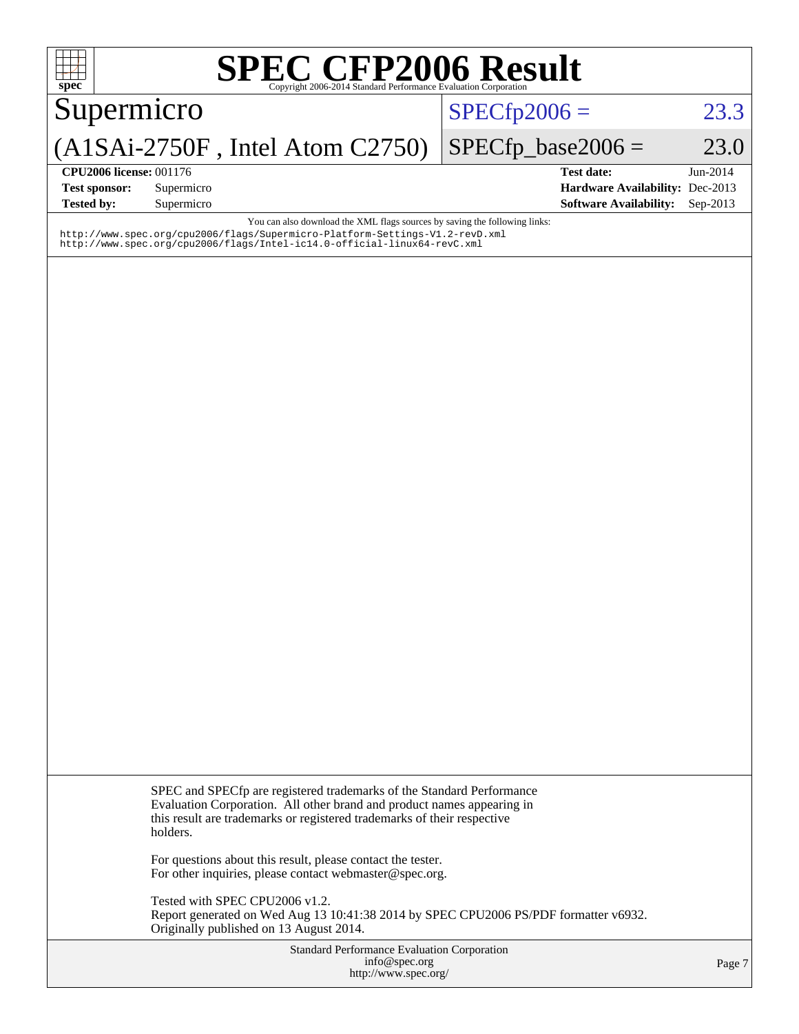You can also download the XML flags sources by saving the following links:

```
http://www.spec.org/cpu2006/flags/Supermicro-Platform-Settings-V1.2-revD.xml
http://www.spec.org/cpu2006/flags/Intel-ic14.0-official-linux64-revC.xml
```

SPEC and SPECfp are registered trademarks of the Standard Performance Evaluation Corporation. All other brand and product names appearing in this result are trademarks or registered trademarks of their respective holders.

For questions about this result, please contact the tester.
For other inquiries, please contact webmaster@spec.org.

Tested with SPEC CPU2006 v1.2.
Report generated on Wed Aug 13 10:41:38 2014 by SPEC CPU2006 PS/PDF formatter v6932.
Originally published on 13 August 2014.